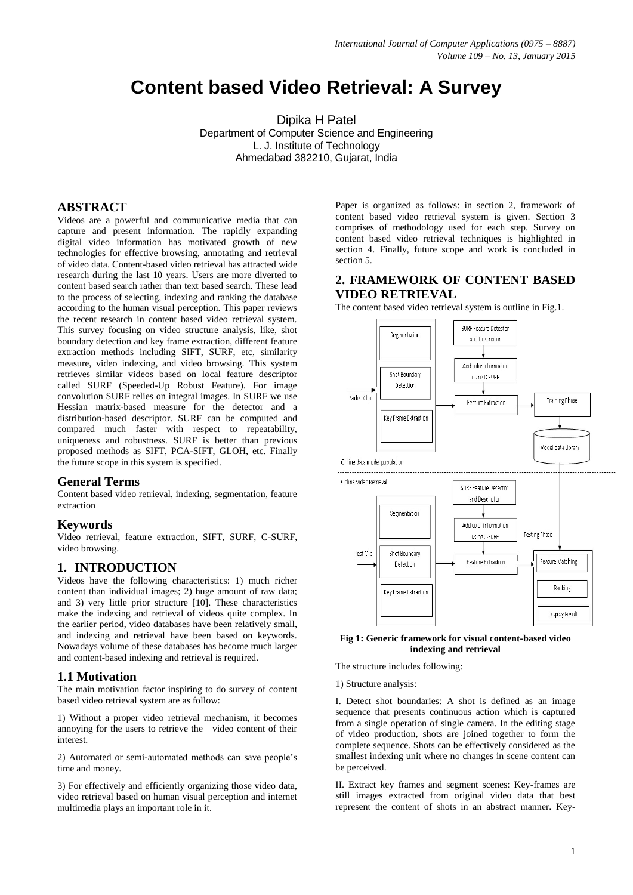# Content based Video Retrieval: A Survey

Dipika H Patel
Department of Computer Science and Engineering
L. J. Institute of Technology
Ahmedabad 382210, Gujarat, India

## ABSTRACT

Videos are a powerful and communicative media that can capture and present information. The rapidly expanding digital video information has motivated growth of new technologies for effective browsing, annotating and retrieval of video data. Content-based video retrieval has attracted wide research during the last 10 years. Users are more diverted to content based search rather than text based search. These lead to the process of selecting, indexing and ranking the database according to the human visual perception. This paper reviews the recent research in content based video retrieval system. This survey focusing on video structure analysis, like, shot boundary detection and key frame extraction, different feature extraction methods including SIFT, SURF, etc, similarity measure, video indexing, and video browsing. This system retrieves similar videos based on local feature descriptor called SURF (Speeded-Up Robust Feature). For image convolution SURF relies on integral images. In SURF we use Hessian matrix-based measure for the detector and a distribution-based descriptor. SURF can be computed and compared much faster with respect to repeatability, uniqueness and robustness. SURF is better than previous proposed methods as SIFT, PCA-SIFT, GLOH, etc. Finally the future scope in this system is specified.

### General Terms

Content based video retrieval, indexing, segmentation, feature extraction

### Keywords

Video retrieval, feature extraction, SIFT, SURF, C-SURF, video browsing.

## 1. INTRODUCTION

Videos have the following characteristics: 1) much richer content than individual images; 2) huge amount of raw data; and 3) very little prior structure [10]. These characteristics make the indexing and retrieval of videos quite complex. In the earlier period, video databases have been relatively small, and indexing and retrieval have been based on keywords. Nowadays volume of these databases has become much larger and content-based indexing and retrieval is required.

### 1.1 Motivation

The main motivation factor inspiring to do survey of content based video retrieval system are as follow:

1) Without a proper video retrieval mechanism, it becomes annoying for the users to retrieve the video content of their interest.

2) Automated or semi-automated methods can save people's time and money.

3) For effectively and efficiently organizing those video data, video retrieval based on human visual perception and internet multimedia plays an important role in it.

Paper is organized as follows: in section 2, framework of content based video retrieval system is given. Section 3 comprises of methodology used for each step. Survey on content based video retrieval techniques is highlighted in section 4. Finally, future scope and work is concluded in section 5.

## 2. FRAMEWORK OF CONTENT BASED VIDEO RETRIEVAL

The content based video retrieval system is outline in Fig.1.

**Fig 1: Generic framework for visual content-based video indexing and retrieval**

The structure includes following:

1) Structure analysis:

I. Detect shot boundaries: A shot is defined as an image sequence that presents continuous action which is captured from a single operation of single camera. In the editing stage of video production, shots are joined together to form the complete sequence. Shots can be effectively considered as the smallest indexing unit where no changes in scene content can be perceived.

II. Extract key frames and segment scenes: Key-frames are still images extracted from original video data that best represent the content of shots in an abstract manner. Key-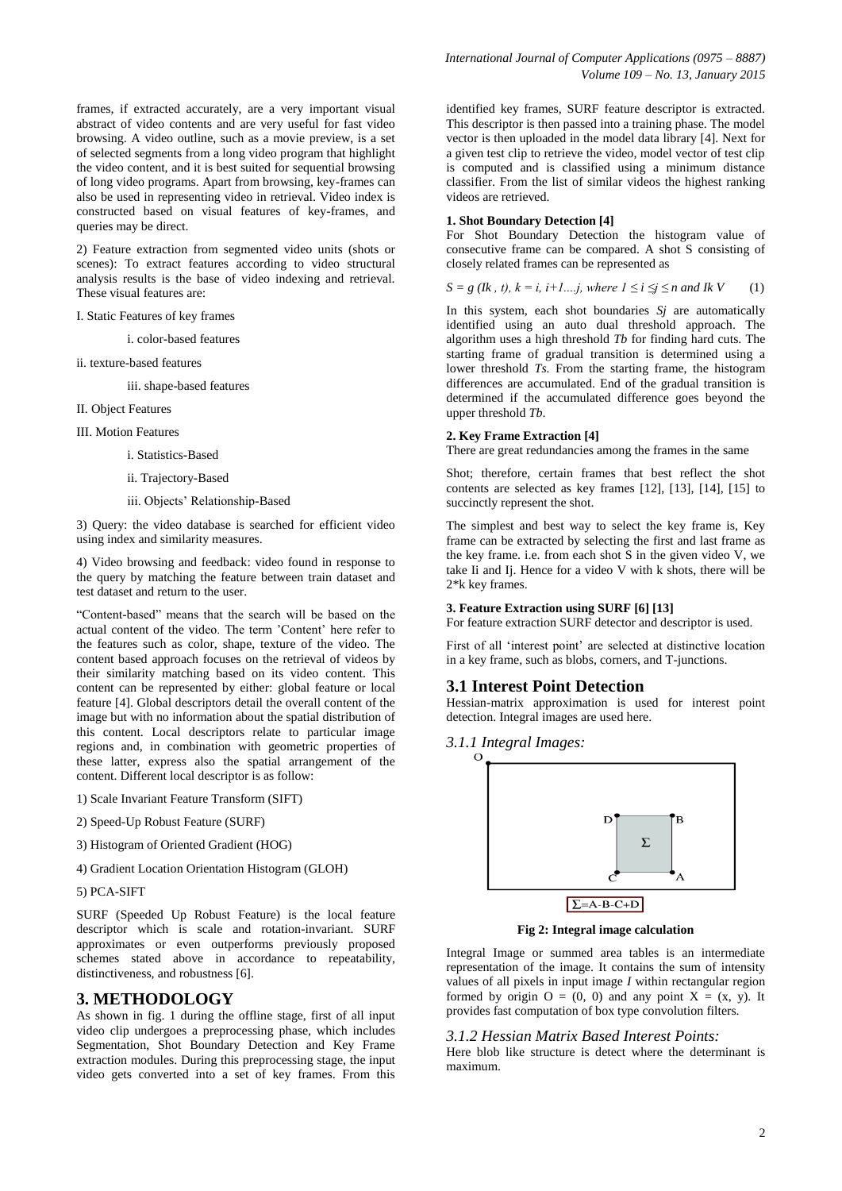frames, if extracted accurately, are a very important visual abstract of video contents and are very useful for fast video browsing. A video outline, such as a movie preview, is a set of selected segments from a long video program that highlight the video content, and it is best suited for sequential browsing of long video programs. Apart from browsing, key-frames can also be used in representing video in retrieval. Video index is constructed based on visual features of key-frames, and queries may be direct.

2) Feature extraction from segmented video units (shots or scenes): To extract features according to video structural analysis results is the base of video indexing and retrieval. These visual features are:

I. Static Features of key frames

i. color-based features

ii. texture-based features

iii. shape-based features

II. Object Features

III. Motion Features

i. Statistics-Based

ii. Trajectory-Based

iii. Objects' Relationship-Based

3) Query: the video database is searched for efficient video using index and similarity measures.

4) Video browsing and feedback: video found in response to the query by matching the feature between train dataset and test dataset and return to the user.

"Content-based" means that the search will be based on the actual content of the video. The term 'Content' here refer to the features such as color, shape, texture of the video. The content based approach focuses on the retrieval of videos by their similarity matching based on its video content. This content can be represented by either: global feature or local feature [4]. Global descriptors detail the overall content of the image but with no information about the spatial distribution of this content. Local descriptors relate to particular image regions and, in combination with geometric properties of these latter, express also the spatial arrangement of the content. Different local descriptor is as follow:

1) Scale Invariant Feature Transform (SIFT)

2) Speed-Up Robust Feature (SURF)

3) Histogram of Oriented Gradient (HOG)

4) Gradient Location Orientation Histogram (GLOH)

5) PCA-SIFT

SURF (Speeded Up Robust Feature) is the local feature descriptor which is scale and rotation-invariant. SURF approximates or even outperforms previously proposed schemes stated above in accordance to repeatability, distinctiveness, and robustness [6].

# 3. METHODOLOGY

As shown in fig. 1 during the offline stage, first of all input video clip undergoes a preprocessing phase, which includes Segmentation, Shot Boundary Detection and Key Frame extraction modules. During this preprocessing stage, the input video gets converted into a set of key frames. From this identified key frames, SURF feature descriptor is extracted. This descriptor is then passed into a training phase. The model vector is then uploaded in the model data library [4]. Next for a given test clip to retrieve the video, model vector of test clip is computed and is classified using a minimum distance classifier. From the list of similar videos the highest ranking videos are retrieved.

**1. Shot Boundary Detection [4]**

For Shot Boundary Detection the histogram value of consecutive frame can be compared. A shot S consisting of closely related frames can be represented as

$$S = g\,(I_k\,,\,t),\ k = i,\ i{+}1....j,\ \text{where } 1 \le i \le j \le n \text{ and } I_k\ V \qquad (1)$$

In this system, each shot boundaries *Sj* are automatically identified using an auto dual threshold approach. The algorithm uses a high threshold *Tb* for finding hard cuts. The starting frame of gradual transition is determined using a lower threshold *Ts.* From the starting frame, the histogram differences are accumulated. End of the gradual transition is determined if the accumulated difference goes beyond the upper threshold *Tb*.

**2. Key Frame Extraction [4]**

There are great redundancies among the frames in the same

Shot; therefore, certain frames that best reflect the shot contents are selected as key frames [12], [13], [14], [15] to succinctly represent the shot.

The simplest and best way to select the key frame is, Key frame can be extracted by selecting the first and last frame as the key frame. i.e. from each shot S in the given video V, we take Ii and Ij. Hence for a video V with k shots, there will be 2*k key frames.

**3. Feature Extraction using SURF [6] [13]**

For feature extraction SURF detector and descriptor is used.

First of all 'interest point' are selected at distinctive location in a key frame, such as blobs, corners, and T-junctions.

## 3.1 Interest Point Detection

Hessian-matrix approximation is used for interest point detection. Integral images are used here.

### *3.1.1 Integral Images:*

$\Sigma$=A-B-C+D

**Fig 2: Integral image calculation**

Integral Image or summed area tables is an intermediate representation of the image. It contains the sum of intensity values of all pixels in input image *I* within rectangular region formed by origin O = (0, 0) and any point X = (x, y). It provides fast computation of box type convolution filters.

### *3.1.2 Hessian Matrix Based Interest Points:*

Here blob like structure is detect where the determinant is maximum.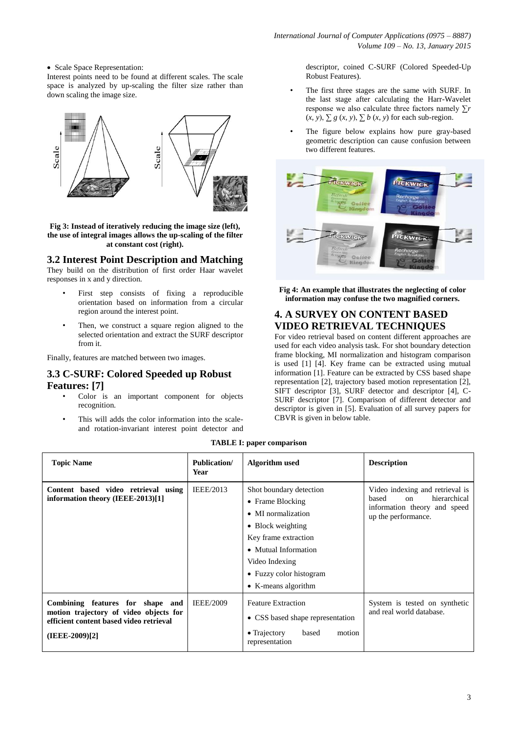- Scale Space Representation:

Interest points need to be found at different scales. The scale space is analyzed by up-scaling the filter size rather than down scaling the image size.

**Fig 3: Instead of iteratively reducing the image size (left), the use of integral images allows the up-scaling of the filter at constant cost (right).**

## 3.2 Interest Point Description and Matching

They build on the distribution of first order Haar wavelet responses in x and y direction.

- First step consists of fixing a reproducible orientation based on information from a circular region around the interest point.
- Then, we construct a square region aligned to the selected orientation and extract the SURF descriptor from it.

Finally, features are matched between two images.

## 3.3 C-SURF: Colored Speeded up Robust Features: [7]

- Color is an important component for objects recognition.
- This will adds the color information into the scale- and rotation-invariant interest point detector and descriptor, coined C-SURF (Colored Speeded-Up Robust Features).
- The first three stages are the same with SURF. In the last stage after calculating the Harr-Wavelet response we also calculate three factors namely $\sum r(x, y)$, $\sum g(x, y)$, $\sum b(x, y)$ for each sub-region.
- The figure below explains how pure gray-based geometric description can cause confusion between two different features.

**Fig 4: An example that illustrates the neglecting of color information may confuse the two magnified corners.**

# 4. A SURVEY ON CONTENT BASED VIDEO RETRIEVAL TECHNIQUES

For video retrieval based on content different approaches are used for each video analysis task. For shot boundary detection frame blocking, MI normalization and histogram comparison is used [1] [4]. Key frame can be extracted using mutual information [1]. Feature can be extracted by CSS based shape representation [2], trajectory based motion representation [2], SIFT descriptor [3], SURF detector and descriptor [4], C-SURF descriptor [7]. Comparison of different detector and descriptor is given in [5]. Evaluation of all survey papers for CBVR is given in below table.

**TABLE I: paper comparison**

| Topic Name | Publication/ Year | Algorithm used | Description |
|---|---|---|---|
| **Content based video retrieval using information theory (IEEE-2013)[1]** | IEEE/2013 | Shot boundary detection<br>• Frame Blocking<br>• MI normalization<br>• Block weighting<br>Key frame extraction<br>• Mutual Information<br>Video Indexing<br>• Fuzzy color histogram<br>• K-means algorithm | Video indexing and retrieval is based on hierarchical information theory and speed up the performance. |
| **Combining features for shape and motion trajectory of video objects for efficient content based video retrieval (IEEE-2009)[2]** | IEEE/2009 | Feature Extraction<br>• CSS based shape representation<br>• Trajectory based motion representation | System is tested on synthetic and real world database. |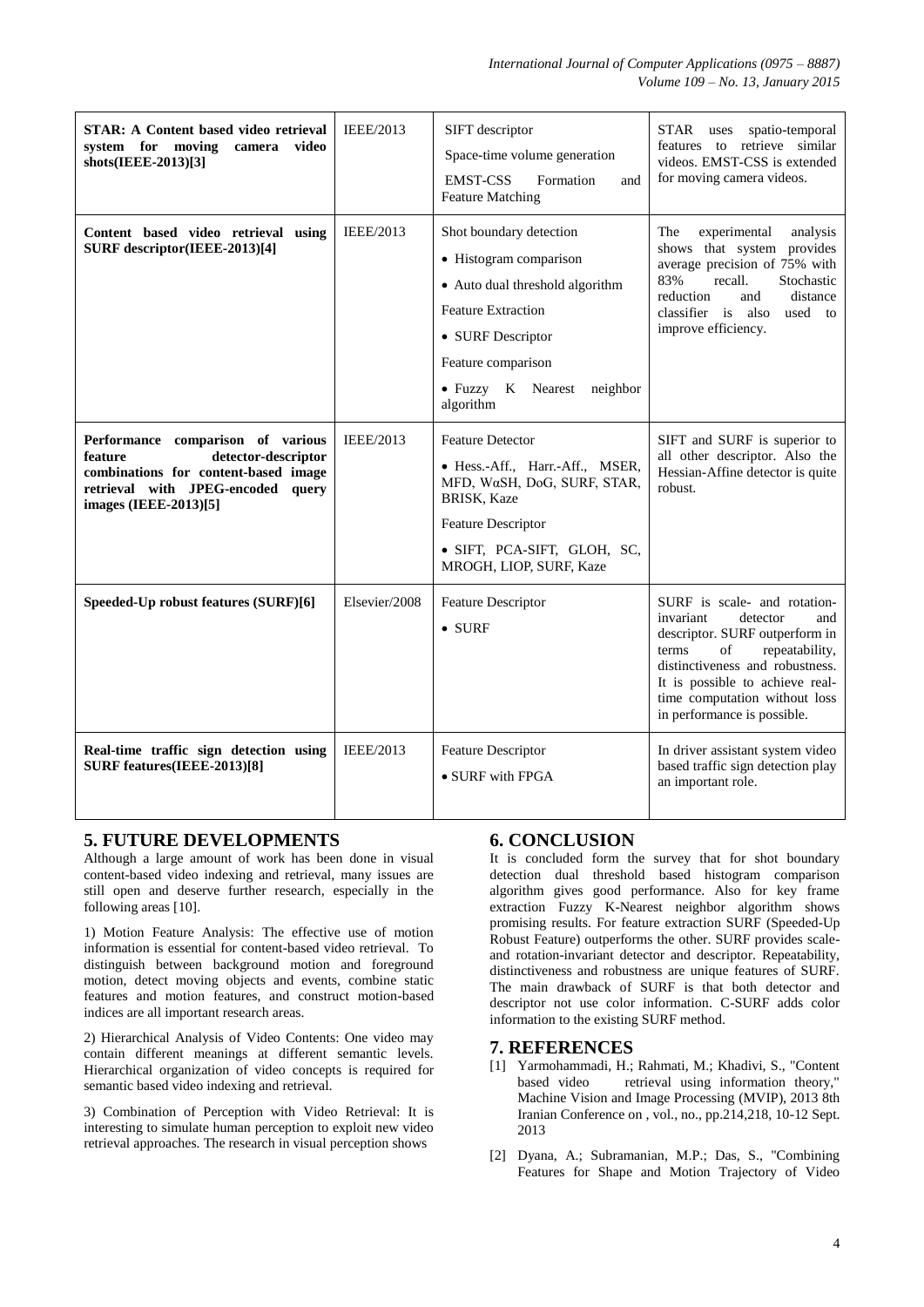| **STAR: A Content based video retrieval system for moving camera video shots(IEEE-2013)[3]** | IEEE/2013 | SIFT descriptor<br>Space-time volume generation<br>EMST-CSS Formation and Feature Matching | STAR uses spatio-temporal features to retrieve similar videos. EMST-CSS is extended for moving camera videos. |
|---|---|---|---|
| **Content based video retrieval using SURF descriptor(IEEE-2013)[4]** | IEEE/2013 | Shot boundary detection<br>• Histogram comparison<br>• Auto dual threshold algorithm<br>Feature Extraction<br>• SURF Descriptor<br>Feature comparison<br>• Fuzzy K Nearest neighbor algorithm | The experimental analysis shows that system provides average precision of 75% with 83% recall. Stochastic reduction and distance classifier is also used to improve efficiency. |
| **Performance comparison of various feature detector-descriptor combinations for content-based image retrieval with JPEG-encoded query images (IEEE-2013)[5]** | IEEE/2013 | Feature Detector<br>• Hess.-Aff., Harr.-Aff., MSER, MFD, WαSH, DoG, SURF, STAR, BRISK, Kaze<br>Feature Descriptor<br>• SIFT, PCA-SIFT, GLOH, SC, MROGH, LIOP, SURF, Kaze | SIFT and SURF is superior to all other descriptor. Also the Hessian-Affine detector is quite robust. |
| **Speeded-Up robust features (SURF)[6]** | Elsevier/2008 | Feature Descriptor<br>• SURF | SURF is scale- and rotation-invariant detector and descriptor. SURF outperform in terms of repeatability, distinctiveness and robustness. It is possible to achieve real-time computation without loss in performance is possible. |
| **Real-time traffic sign detection using SURF features(IEEE-2013)[8]** | IEEE/2013 | Feature Descriptor<br>• SURF with FPGA | In driver assistant system video based traffic sign detection play an important role. |

## 5. FUTURE DEVELOPMENTS

Although a large amount of work has been done in visual content-based video indexing and retrieval, many issues are still open and deserve further research, especially in the following areas [10].

1) Motion Feature Analysis: The effective use of motion information is essential for content-based video retrieval. To distinguish between background motion and foreground motion, detect moving objects and events, combine static features and motion features, and construct motion-based indices are all important research areas.

2) Hierarchical Analysis of Video Contents: One video may contain different meanings at different semantic levels. Hierarchical organization of video concepts is required for semantic based video indexing and retrieval.

3) Combination of Perception with Video Retrieval: It is interesting to simulate human perception to exploit new video retrieval approaches. The research in visual perception shows

## 6. CONCLUSION

It is concluded form the survey that for shot boundary detection dual threshold based histogram comparison algorithm gives good performance. Also for key frame extraction Fuzzy K-Nearest neighbor algorithm shows promising results. For feature extraction SURF (Speeded-Up Robust Feature) outperforms the other. SURF provides scale- and rotation-invariant detector and descriptor. Repeatability, distinctiveness and robustness are unique features of SURF. The main drawback of SURF is that both detector and descriptor not use color information. C-SURF adds color information to the existing SURF method.

## 7. REFERENCES

[1] Yarmohammadi, H.; Rahmati, M.; Khadivi, S., "Content based video retrieval using information theory," Machine Vision and Image Processing (MVIP), 2013 8th Iranian Conference on , vol., no., pp.214,218, 10-12 Sept. 2013

[2] Dyana, A.; Subramanian, M.P.; Das, S., "Combining Features for Shape and Motion Trajectory of Video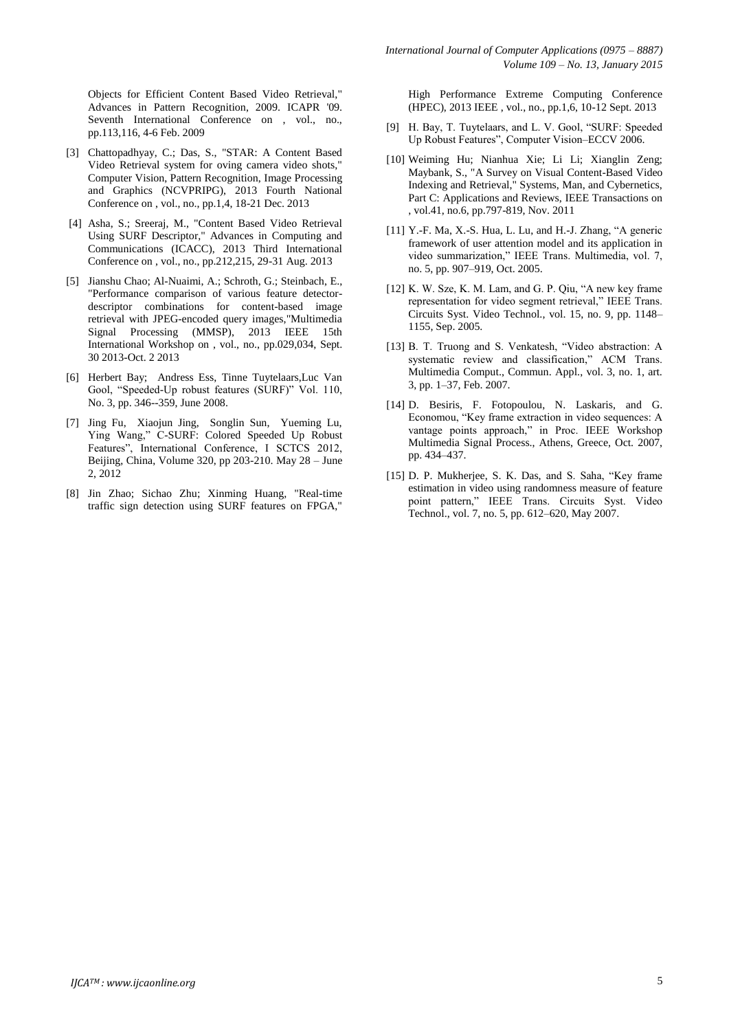Objects for Efficient Content Based Video Retrieval," Advances in Pattern Recognition, 2009. ICAPR '09. Seventh International Conference on , vol., no., pp.113,116, 4-6 Feb. 2009

[3] Chattopadhyay, C.; Das, S., "STAR: A Content Based Video Retrieval system for oving camera video shots," Computer Vision, Pattern Recognition, Image Processing and Graphics (NCVPRIPG), 2013 Fourth National Conference on , vol., no., pp.1,4, 18-21 Dec. 2013

[4] Asha, S.; Sreeraj, M., "Content Based Video Retrieval Using SURF Descriptor," Advances in Computing and Communications (ICACC), 2013 Third International Conference on , vol., no., pp.212,215, 29-31 Aug. 2013

[5] Jianshu Chao; Al-Nuaimi, A.; Schroth, G.; Steinbach, E., "Performance comparison of various feature detector-descriptor combinations for content-based image retrieval with JPEG-encoded query images,"Multimedia Signal Processing (MMSP), 2013 IEEE 15th International Workshop on , vol., no., pp.029,034, Sept. 30 2013-Oct. 2 2013

[6] Herbert Bay; Andress Ess, Tinne Tuytelaars,Luc Van Gool, "Speeded-Up robust features (SURF)" Vol. 110, No. 3, pp. 346--359, June 2008.

[7] Jing Fu, Xiaojun Jing, Songlin Sun, Yueming Lu, Ying Wang," C-SURF: Colored Speeded Up Robust Features", International Conference, I SCTCS 2012, Beijing, China, Volume 320, pp 203-210. May 28 – June 2, 2012

[8] Jin Zhao; Sichao Zhu; Xinming Huang, "Real-time traffic sign detection using SURF features on FPGA," High Performance Extreme Computing Conference (HPEC), 2013 IEEE , vol., no., pp.1,6, 10-12 Sept. 2013

[9] H. Bay, T. Tuytelaars, and L. V. Gool, "SURF: Speeded Up Robust Features", Computer Vision–ECCV 2006.

[10] Weiming Hu; Nianhua Xie; Li Li; Xianglin Zeng; Maybank, S., "A Survey on Visual Content-Based Video Indexing and Retrieval," Systems, Man, and Cybernetics, Part C: Applications and Reviews, IEEE Transactions on , vol.41, no.6, pp.797-819, Nov. 2011

[11] Y.-F. Ma, X.-S. Hua, L. Lu, and H.-J. Zhang, "A generic framework of user attention model and its application in video summarization," IEEE Trans. Multimedia, vol. 7, no. 5, pp. 907–919, Oct. 2005.

[12] K. W. Sze, K. M. Lam, and G. P. Qiu, "A new key frame representation for video segment retrieval," IEEE Trans. Circuits Syst. Video Technol., vol. 15, no. 9, pp. 1148–1155, Sep. 2005.

[13] B. T. Truong and S. Venkatesh, "Video abstraction: A systematic review and classification," ACM Trans. Multimedia Comput., Commun. Appl., vol. 3, no. 1, art. 3, pp. 1–37, Feb. 2007.

[14] D. Besiris, F. Fotopoulou, N. Laskaris, and G. Economou, "Key frame extraction in video sequences: A vantage points approach," in Proc. IEEE Workshop Multimedia Signal Process., Athens, Greece, Oct. 2007, pp. 434–437.

[15] D. P. Mukherjee, S. K. Das, and S. Saha, "Key frame estimation in video using randomness measure of feature point pattern," IEEE Trans. Circuits Syst. Video Technol., vol. 7, no. 5, pp. 612–620, May 2007.